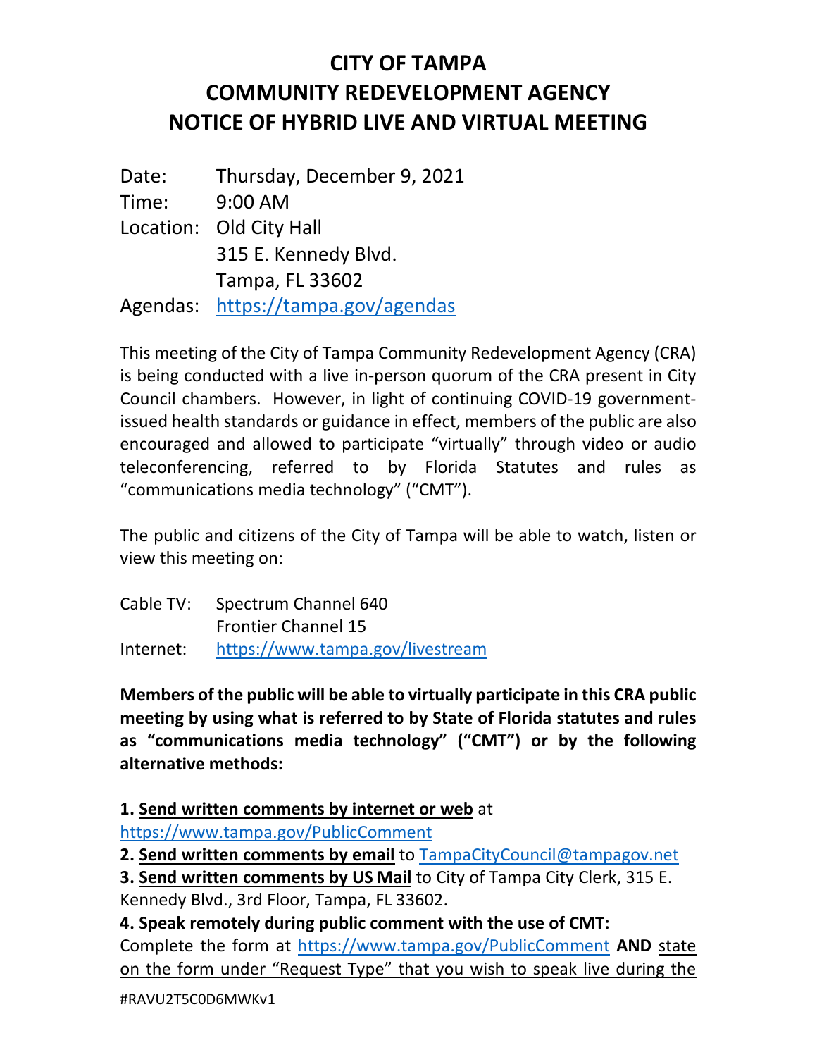# CITY OF TAMPA
# COMMUNITY REDEVELOPMENT AGENCY
# NOTICE OF HYBRID LIVE AND VIRTUAL MEETING

| | |
|---|---|
| Date: | Thursday, December 9, 2021 |
| Time: | 9:00 AM |
| Location: | Old City Hall<br>315 E. Kennedy Blvd.<br>Tampa, FL 33602 |
| Agendas: | https://tampa.gov/agendas |

This meeting of the City of Tampa Community Redevelopment Agency (CRA) is being conducted with a live in-person quorum of the CRA present in City Council chambers. However, in light of continuing COVID-19 government-issued health standards or guidance in effect, members of the public are also encouraged and allowed to participate "virtually" through video or audio teleconferencing, referred to by Florida Statutes and rules as "communications media technology" ("CMT").

The public and citizens of the City of Tampa will be able to watch, listen or view this meeting on:

| | |
|---|---|
| Cable TV: | Spectrum Channel 640<br>Frontier Channel 15 |
| Internet: | https://www.tampa.gov/livestream |

**Members of the public will be able to virtually participate in this CRA public meeting by using what is referred to by State of Florida statutes and rules as "communications media technology" ("CMT") or by the following alternative methods:**

**1. Send written comments by internet or web** at https://www.tampa.gov/PublicComment

**2. Send written comments by email** to TampaCityCouncil@tampagov.net

**3. Send written comments by US Mail** to City of Tampa City Clerk, 315 E. Kennedy Blvd., 3rd Floor, Tampa, FL 33602.

**4. Speak remotely during public comment with the use of CMT:**
Complete the form at https://www.tampa.gov/PublicComment **AND** state on the form under "Request Type" that you wish to speak live during the

#RAVU2T5C0D6MWKv1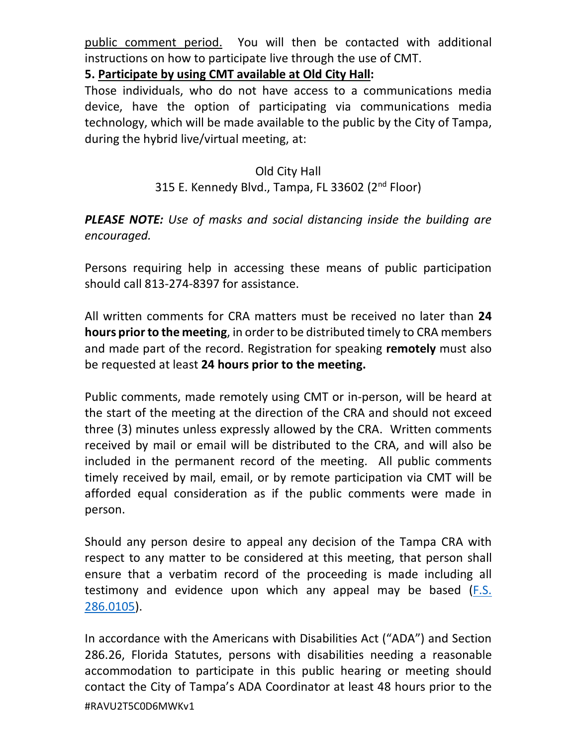public comment period. You will then be contacted with additional instructions on how to participate live through the use of CMT.

**5. Participate by using CMT available at Old City Hall:**

Those individuals, who do not have access to a communications media device, have the option of participating via communications media technology, which will be made available to the public by the City of Tampa, during the hybrid live/virtual meeting, at:

Old City Hall
315 E. Kennedy Blvd., Tampa, FL 33602 (2nd Floor)

***PLEASE NOTE:*** *Use of masks and social distancing inside the building are encouraged.*

Persons requiring help in accessing these means of public participation should call 813-274-8397 for assistance.

All written comments for CRA matters must be received no later than **24 hours prior to the meeting**, in order to be distributed timely to CRA members and made part of the record. Registration for speaking **remotely** must also be requested at least **24 hours prior to the meeting.**

Public comments, made remotely using CMT or in-person, will be heard at the start of the meeting at the direction of the CRA and should not exceed three (3) minutes unless expressly allowed by the CRA. Written comments received by mail or email will be distributed to the CRA, and will also be included in the permanent record of the meeting. All public comments timely received by mail, email, or by remote participation via CMT will be afforded equal consideration as if the public comments were made in person.

Should any person desire to appeal any decision of the Tampa CRA with respect to any matter to be considered at this meeting, that person shall ensure that a verbatim record of the proceeding is made including all testimony and evidence upon which any appeal may be based (F.S. 286.0105).

In accordance with the Americans with Disabilities Act ("ADA") and Section 286.26, Florida Statutes, persons with disabilities needing a reasonable accommodation to participate in this public hearing or meeting should contact the City of Tampa's ADA Coordinator at least 48 hours prior to the

#RAVU2T5C0D6MWKv1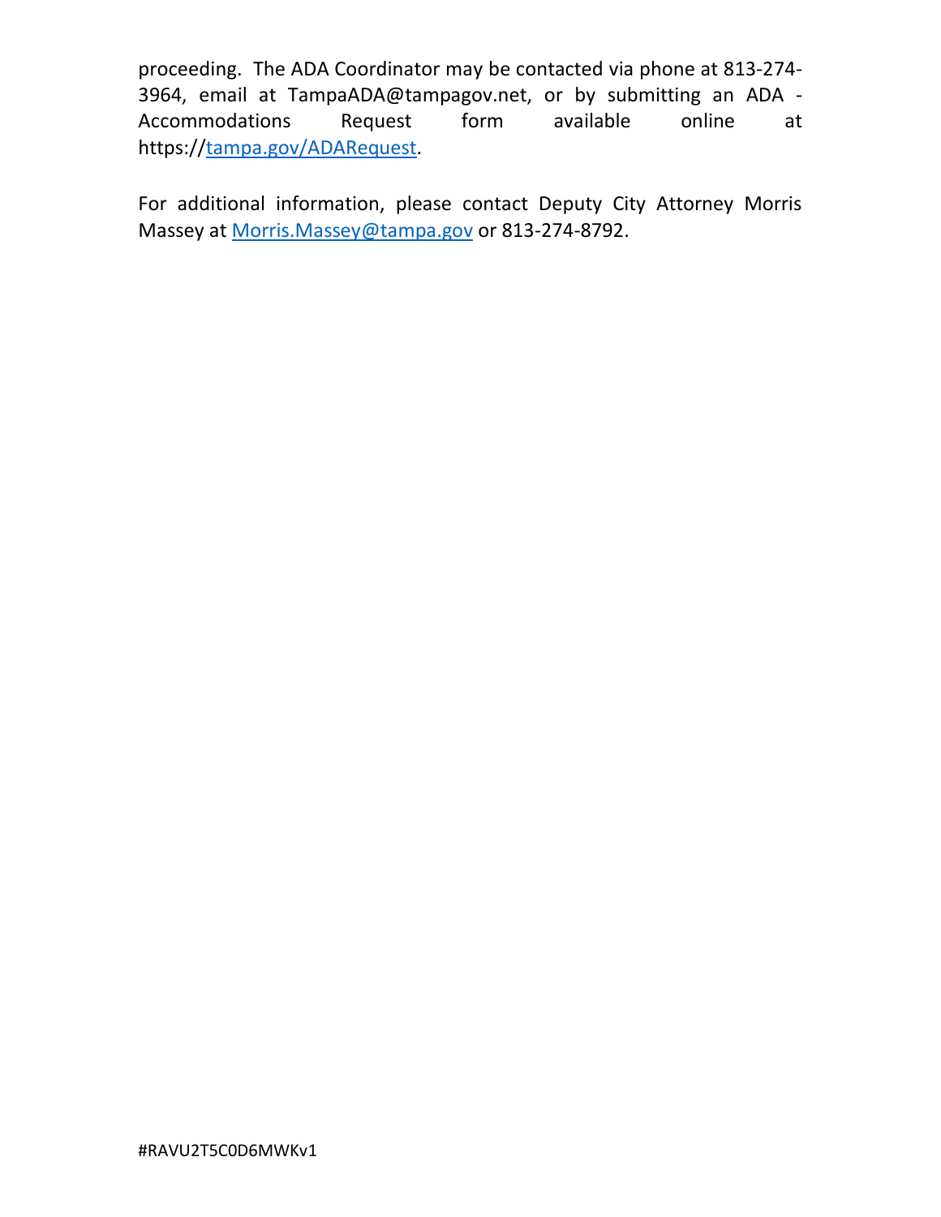proceeding. The ADA Coordinator may be contacted via phone at 813-274-3964, email at TampaADA@tampagov.net, or by submitting an ADA - Accommodations Request form available online at https://tampa.gov/ADARequest.

For additional information, please contact Deputy City Attorney Morris Massey at Morris.Massey@tampa.gov or 813-274-8792.

#RAVU2T5C0D6MWKv1